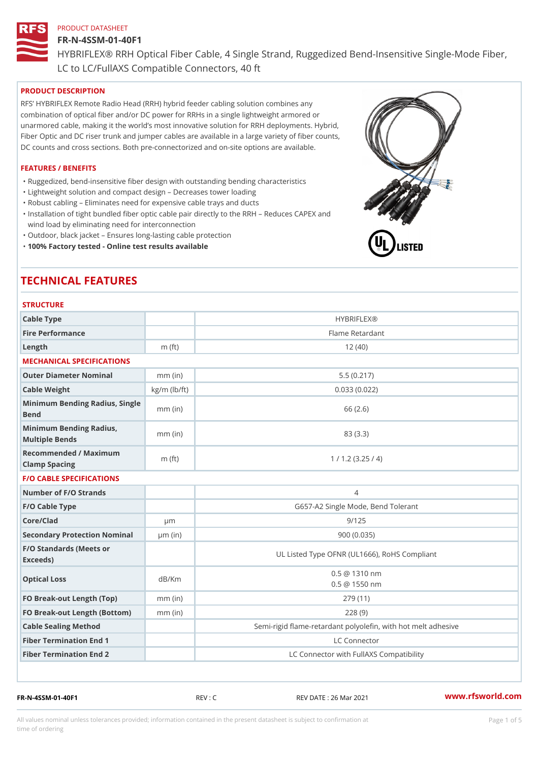PRODUCT DATASHEET

# FR-N-4SSM-01-40F1

HYBRIFLEX® RRH Optical Fiber Cable, 4 Single Strand, Ruggedized Bend-Insensitive Single-Mode Fiber, LC to LC/FullAXS Compatible Connectors, 40 ft

## PRODUCT DESCRIPTION

RFS' HYBRIFLEX Remote Radio Head (RRH) hybrid feeder cabling solution combines any combination of optical fiber and/or DC power for RRHs in a single lightweight armored or unarmored cable, making it the world's most innovative solution for RRH deployments. Hybrid, Fiber Optic and DC riser trunk and jumper cables are available in a large variety of fiber counts, DC counts and cross sections. Both pre-connectorized and on-site options are available.

## FEATURES / BENEFITS

- Ruggedized, bend-insensitive fiber design with outstanding bending characteristics
- Lightweight solution and compact design – Decreases tower loading
- Robust cabling – Eliminates need for expensive cable trays and ducts
- Installation of tight bundled fiber optic cable pair directly to the RRH – Reduces CAPEX and wind load by eliminating need for interconnection
- Outdoor, black jacket – Ensures long-lasting cable protection
- **100% Factory tested - Online test results available**

# TECHNICAL FEATURES

### STRUCTURE

| | | |
|---|---|---|
| Cable Type | | HYBRIFLEX® |
| Fire Performance | | Flame Retardant |
| Length | m (ft) | 12 (40) |

### MECHANICAL SPECIFICATIONS

| | | |
|---|---|---|
| Outer Diameter Nominal | mm (in) | 5.5 (0.217) |
| Cable Weight | kg/m (lb/ft) | 0.033 (0.022) |
| Minimum Bending Radius, Single Bend | mm (in) | 66 (2.6) |
| Minimum Bending Radius, Multiple Bends | mm (in) | 83 (3.3) |
| Recommended / Maximum Clamp Spacing | m (ft) | 1 / 1.2 (3.25 / 4) |

### F/O CABLE SPECIFICATIONS

| | | |
|---|---|---|
| Number of F/O Strands | | 4 |
| F/O Cable Type | | G657-A2 Single Mode, Bend Tolerant |
| Core/Clad | μm | 9/125 |
| Secondary Protection Nominal | μm (in) | 900 (0.035) |
| F/O Standards (Meets or Exceeds) | | UL Listed Type OFNR (UL1666), RoHS Compliant |
| Optical Loss | dB/Km | 0.5 @ 1310 nm<br>0.5 @ 1550 nm |
| FO Break-out Length (Top) | mm (in) | 279 (11) |
| FO Break-out Length (Bottom) | mm (in) | 228 (9) |
| Cable Sealing Method | | Semi-rigid flame-retardant polyolefin, with hot melt adhesive |
| Fiber Termination End 1 | | LC Connector |
| Fiber Termination End 2 | | LC Connector with FullAXS Compatibility |

FR-N-4SSM-01-40F1 REV : C REV DATE : 26 Mar 2021 www.rfsworld.com

All values nominal unless tolerances provided; information contained in the present datasheet is subject to confirmation at time of ordering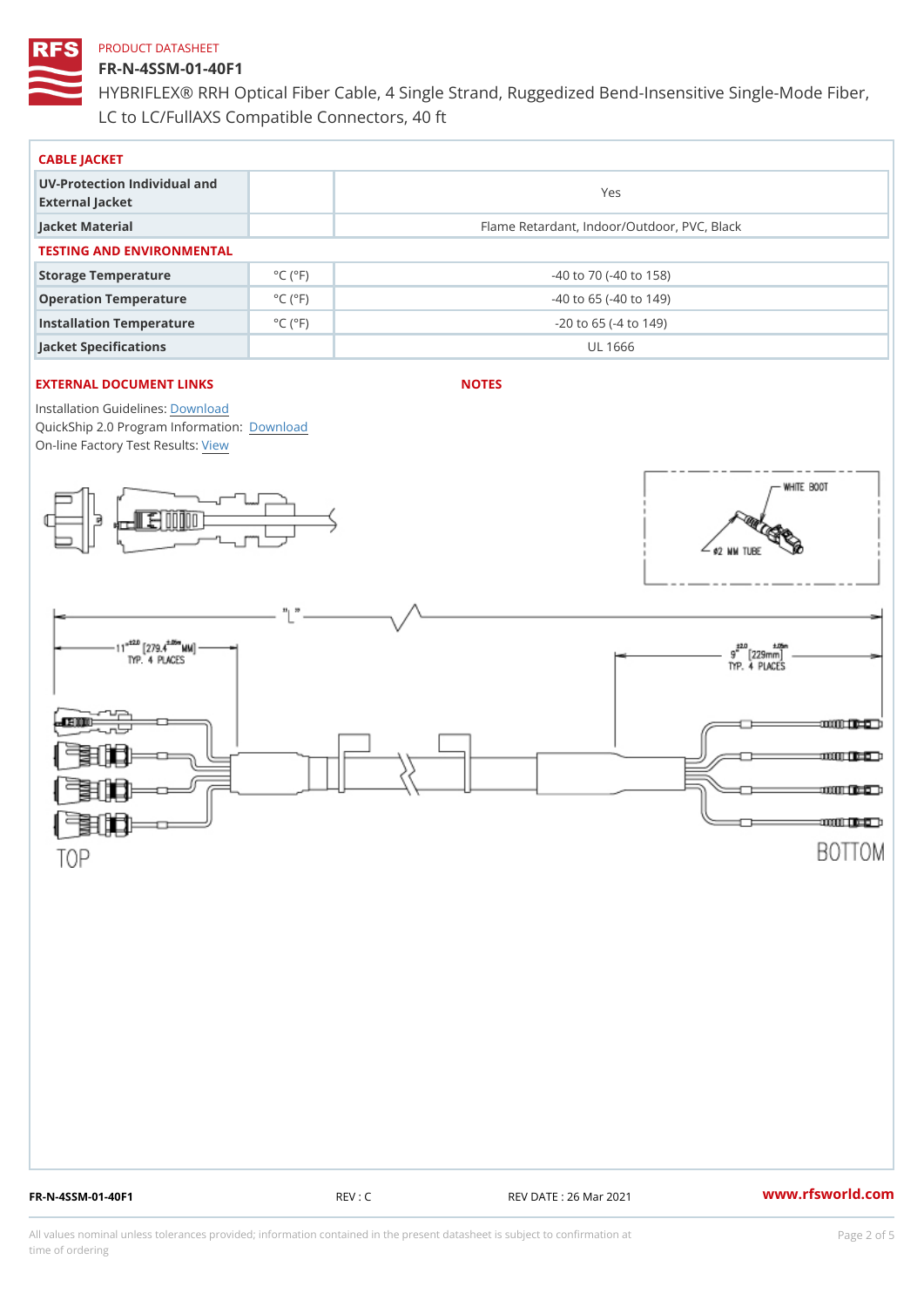PRODUCT DATASHEET

# FR-N-4SSM-01-40F1

HYBRIFLEX® RRH Optical Fiber Cable, 4 Single Strand, Ruggedized Bend-Insensitive Single-Mode Fiber, LC to LC/FullAXS Compatible Connectors, 40 ft

## CABLE JACKET

| | | |
|---|---|---|
| UV-Protection Individual and External Jacket | | Yes |
| Jacket Material | | Flame Retardant, Indoor/Outdoor, PVC, Black |

## TESTING AND ENVIRONMENTAL

| | | |
|---|---|---|
| Storage Temperature | °C (°F) | -40 to 70 (-40 to 158) |
| Operation Temperature | °C (°F) | -40 to 65 (-40 to 149) |
| Installation Temperature | °C (°F) | -20 to 65 (-4 to 149) |
| Jacket Specifications | | UL 1666 |

## EXTERNAL DOCUMENT LINKS

Installation Guidelines: Download
QuickShip 2.0 Program Information: Download
On-line Factory Test Results: View

## NOTES

WHITE BOOT
Ø2 MM TUBE

"L"
11" ±2.0 [279.4 ±50 MM] TYP. 4 PLACES
9" ±2.0 [229mm ±.05m] TYP. 4 PLACES

TOP
BOTTOM

FR-N-4SSM-01-40F1 REV : C REV DATE : 26 Mar 2021 www.rfsworld.com

All values nominal unless tolerances provided; information contained in the present datasheet is subject to confirmation at time of ordering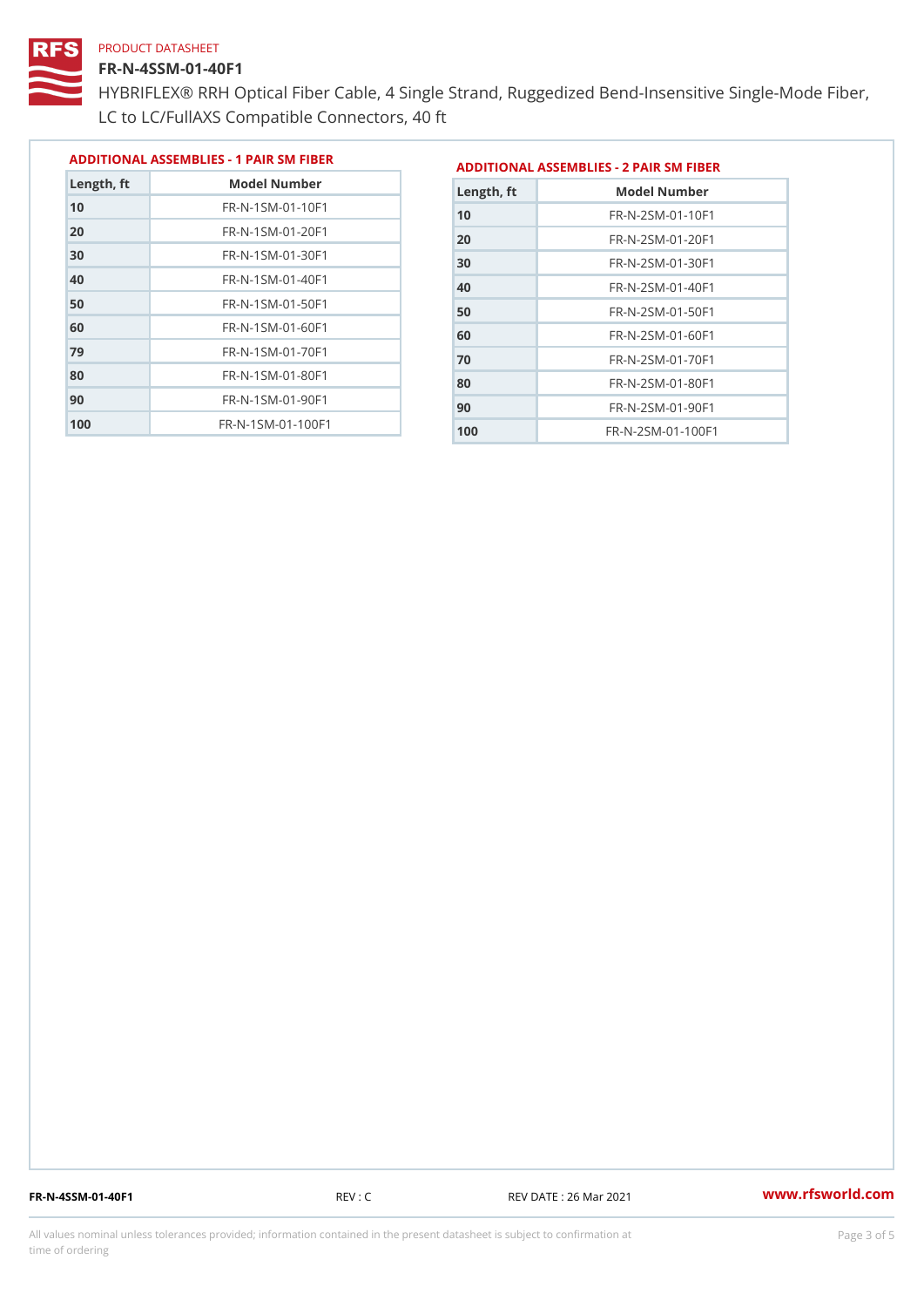PRODUCT DATASHEET

# FR-N-4SSM-01-40F1

HYBRIFLEX® RRH Optical Fiber Cable, 4 Single Strand, Ruggedized Bend-Insensitive Single-Mode Fiber, LC to LC/FullAXS Compatible Connectors, 40 ft

### ADDITIONAL ASSEMBLIES - 1 PAIR SM FIBER

| Length, ft | Model Number |
|---|---|
| 10 | FR-N-1SM-01-10F1 |
| 20 | FR-N-1SM-01-20F1 |
| 30 | FR-N-1SM-01-30F1 |
| 40 | FR-N-1SM-01-40F1 |
| 50 | FR-N-1SM-01-50F1 |
| 60 | FR-N-1SM-01-60F1 |
| 79 | FR-N-1SM-01-70F1 |
| 80 | FR-N-1SM-01-80F1 |
| 90 | FR-N-1SM-01-90F1 |
| 100 | FR-N-1SM-01-100F1 |

### ADDITIONAL ASSEMBLIES - 2 PAIR SM FIBER

| Length, ft | Model Number |
|---|---|
| 10 | FR-N-2SM-01-10F1 |
| 20 | FR-N-2SM-01-20F1 |
| 30 | FR-N-2SM-01-30F1 |
| 40 | FR-N-2SM-01-40F1 |
| 50 | FR-N-2SM-01-50F1 |
| 60 | FR-N-2SM-01-60F1 |
| 70 | FR-N-2SM-01-70F1 |
| 80 | FR-N-2SM-01-80F1 |
| 90 | FR-N-2SM-01-90F1 |
| 100 | FR-N-2SM-01-100F1 |

FR-N-4SSM-01-40F1 REV : C REV DATE : 26 Mar 2021 www.rfsworld.com

All values nominal unless tolerances provided; information contained in the present datasheet is subject to confirmation at time of ordering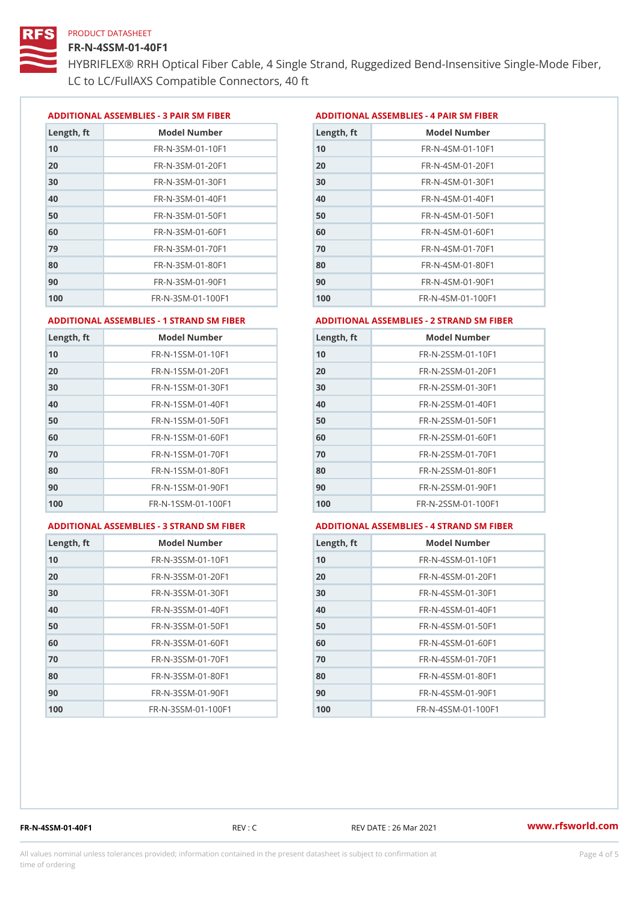PRODUCT DATASHEET

# FR-N-4SSM-01-40F1

HYBRIFLEX® RRH Optical Fiber Cable, 4 Single Strand, Ruggedized Bend-Insensitive Single-Mode Fiber, LC to LC/FullAXS Compatible Connectors, 40 ft

### ADDITIONAL ASSEMBLIES - 3 PAIR SM FIBER

| Length, ft | Model Number |
|---|---|
| 10 | FR-N-3SM-01-10F1 |
| 20 | FR-N-3SM-01-20F1 |
| 30 | FR-N-3SM-01-30F1 |
| 40 | FR-N-3SM-01-40F1 |
| 50 | FR-N-3SM-01-50F1 |
| 60 | FR-N-3SM-01-60F1 |
| 79 | FR-N-3SM-01-70F1 |
| 80 | FR-N-3SM-01-80F1 |
| 90 | FR-N-3SM-01-90F1 |
| 100 | FR-N-3SM-01-100F1 |

### ADDITIONAL ASSEMBLIES - 4 PAIR SM FIBER

| Length, ft | Model Number |
|---|---|
| 10 | FR-N-4SM-01-10F1 |
| 20 | FR-N-4SM-01-20F1 |
| 30 | FR-N-4SM-01-30F1 |
| 40 | FR-N-4SM-01-40F1 |
| 50 | FR-N-4SM-01-50F1 |
| 60 | FR-N-4SM-01-60F1 |
| 70 | FR-N-4SM-01-70F1 |
| 80 | FR-N-4SM-01-80F1 |
| 90 | FR-N-4SM-01-90F1 |
| 100 | FR-N-4SM-01-100F1 |

### ADDITIONAL ASSEMBLIES - 1 STRAND SM FIBER

| Length, ft | Model Number |
|---|---|
| 10 | FR-N-1SSM-01-10F1 |
| 20 | FR-N-1SSM-01-20F1 |
| 30 | FR-N-1SSM-01-30F1 |
| 40 | FR-N-1SSM-01-40F1 |
| 50 | FR-N-1SSM-01-50F1 |
| 60 | FR-N-1SSM-01-60F1 |
| 70 | FR-N-1SSM-01-70F1 |
| 80 | FR-N-1SSM-01-80F1 |
| 90 | FR-N-1SSM-01-90F1 |
| 100 | FR-N-1SSM-01-100F1 |

### ADDITIONAL ASSEMBLIES - 2 STRAND SM FIBER

| Length, ft | Model Number |
|---|---|
| 10 | FR-N-2SSM-01-10F1 |
| 20 | FR-N-2SSM-01-20F1 |
| 30 | FR-N-2SSM-01-30F1 |
| 40 | FR-N-2SSM-01-40F1 |
| 50 | FR-N-2SSM-01-50F1 |
| 60 | FR-N-2SSM-01-60F1 |
| 70 | FR-N-2SSM-01-70F1 |
| 80 | FR-N-2SSM-01-80F1 |
| 90 | FR-N-2SSM-01-90F1 |
| 100 | FR-N-2SSM-01-100F1 |

### ADDITIONAL ASSEMBLIES - 3 STRAND SM FIBER

| Length, ft | Model Number |
|---|---|
| 10 | FR-N-3SSM-01-10F1 |
| 20 | FR-N-3SSM-01-20F1 |
| 30 | FR-N-3SSM-01-30F1 |
| 40 | FR-N-3SSM-01-40F1 |
| 50 | FR-N-3SSM-01-50F1 |
| 60 | FR-N-3SSM-01-60F1 |
| 70 | FR-N-3SSM-01-70F1 |
| 80 | FR-N-3SSM-01-80F1 |
| 90 | FR-N-3SSM-01-90F1 |
| 100 | FR-N-3SSM-01-100F1 |

### ADDITIONAL ASSEMBLIES - 4 STRAND SM FIBER

| Length, ft | Model Number |
|---|---|
| 10 | FR-N-4SSM-01-10F1 |
| 20 | FR-N-4SSM-01-20F1 |
| 30 | FR-N-4SSM-01-30F1 |
| 40 | FR-N-4SSM-01-40F1 |
| 50 | FR-N-4SSM-01-50F1 |
| 60 | FR-N-4SSM-01-60F1 |
| 70 | FR-N-4SSM-01-70F1 |
| 80 | FR-N-4SSM-01-80F1 |
| 90 | FR-N-4SSM-01-90F1 |
| 100 | FR-N-4SSM-01-100F1 |

FR-N-4SSM-01-40F1 REV : C REV DATE : 26 Mar 2021 www.rfsworld.com

All values nominal unless tolerances provided; information contained in the present datasheet is subject to confirmation at time of ordering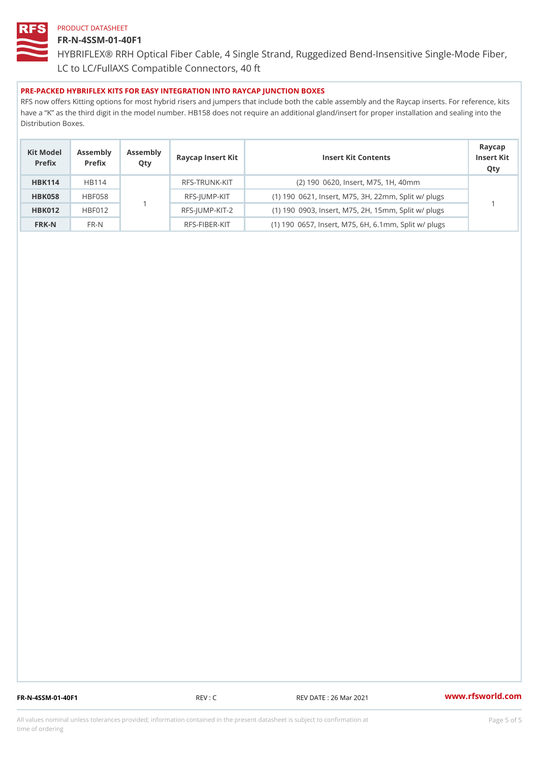PRODUCT DATASHEET

# FR-N-4SSM-01-40F1

HYBRIFLEX® RRH Optical Fiber Cable, 4 Single Strand, Ruggedized Bend-Insensitive Single-Mode Fiber, LC to LC/FullAXS Compatible Connectors, 40 ft

## PRE-PACKED HYBRIFLEX KITS FOR EASY INTEGRATION INTO RAYCAP JUNCTION BOXES

RFS now offers Kitting options for most hybrid risers and jumpers that include both the cable assembly and the Raycap inserts. For reference, kits have a "K" as the third digit in the model number. HB158 does not require an additional gland/insert for proper installation and sealing into the Distribution Boxes.

| Kit Model Prefix | Assembly Prefix | Assembly Qty | Raycap Insert Kit | Insert Kit Contents | Raycap Insert Kit Qty |
|---|---|---|---|---|---|
| HBK114 | HB114 | 1 | RFS-TRUNK-KIT | (2) 190_0620, Insert, M75, 1H, 40mm | 1 |
| HBK058 | HBF058 | | RFS-JUMP-KIT | (1) 190_0621, Insert, M75, 3H, 22mm, Split w/ plugs | |
| HBK012 | HBF012 | | RFS-JUMP-KIT-2 | (1) 190_0903, Insert, M75, 2H, 15mm, Split w/ plugs | |
| FRK-N | FR-N | | RFS-FIBER-KIT | (1) 190_0657, Insert, M75, 6H, 6.1mm, Split w/ plugs | |